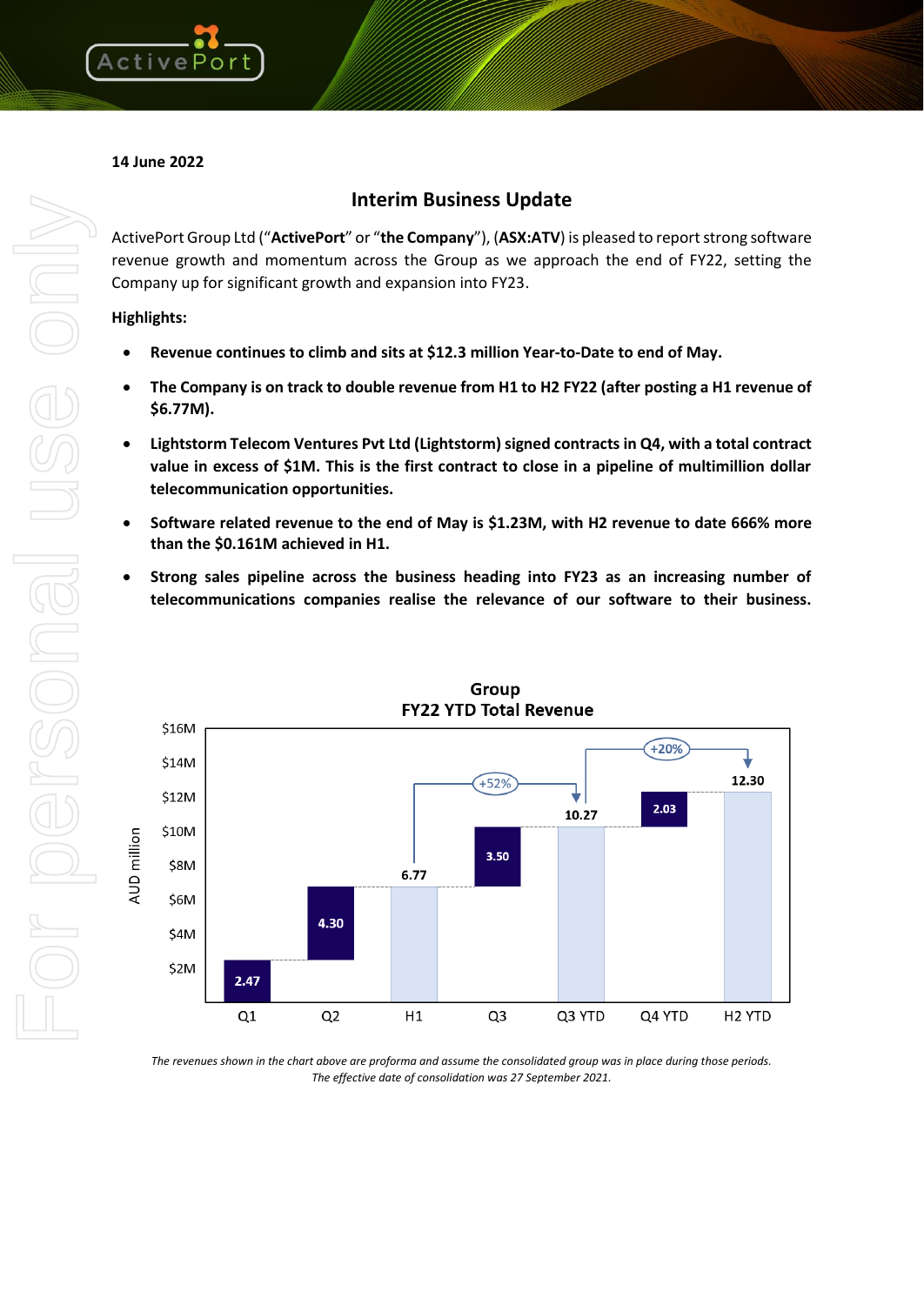14 June 2022

## Interim Business Update

ActivePort Group Ltd ("**ActivePort**" or "**the Company**"), (**ASX:ATV**) is pleased to report strong software revenue growth and momentum across the Group as we approach the end of FY22, setting the Company up for significant growth and expansion into FY23.

**Highlights:**

- **Revenue continues to climb and sits at $12.3 million Year-to-Date to end of May.**
- **The Company is on track to double revenue from H1 to H2 FY22 (after posting a H1 revenue of $6.77M).**
- **Lightstorm Telecom Ventures Pvt Ltd (Lightstorm) signed contracts in Q4, with a total contract value in excess of $1M. This is the first contract to close in a pipeline of multimillion dollar telecommunication opportunities.**
- **Software related revenue to the end of May is $1.23M, with H2 revenue to date 666% more than the $0.161M achieved in H1.**
- **Strong sales pipeline across the business heading into FY23 as an increasing number of telecommunications companies realise the relevance of our software to their business.**

**Group FY22 YTD Total Revenue**

| Period | AUD million |
|---|---|
| Q1 | 2.47 |
| Q2 | 4.30 |
| H1 | 6.77 |
| Q3 | 3.50 |
| Q3 YTD | 10.27 (+52%) |
| Q4 YTD | 2.03 |
| H2 YTD | 12.30 (+20%) |

*The revenues shown in the chart above are proforma and assume the consolidated group was in place during those periods. The effective date of consolidation was 27 September 2021.*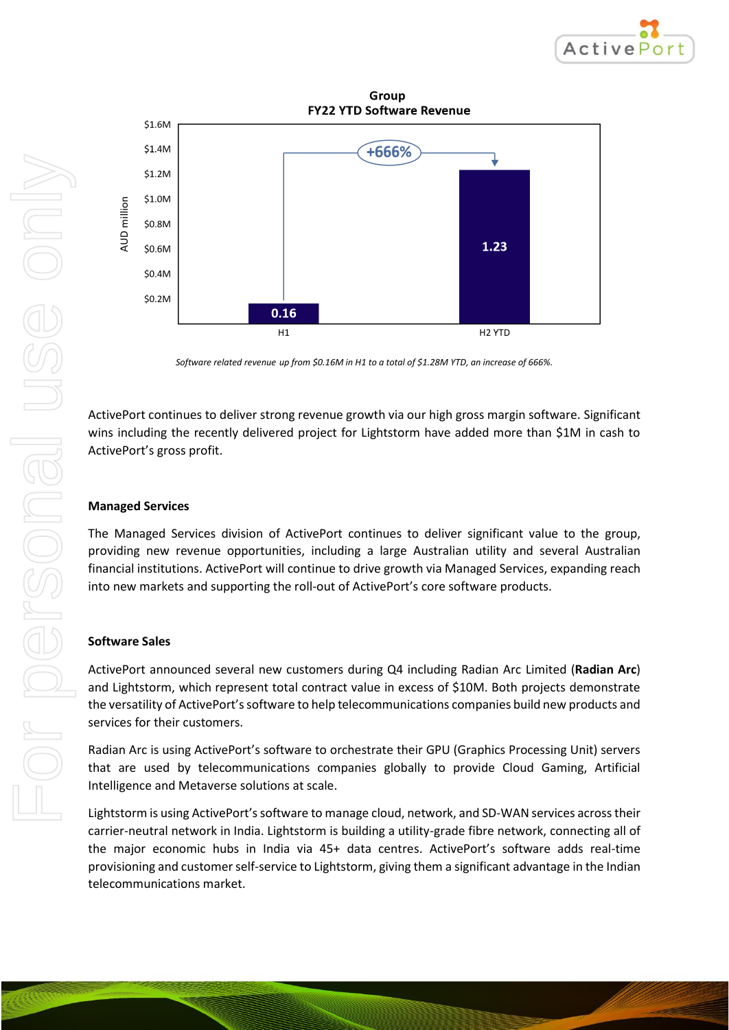**Group**
**FY22 YTD Software Revenue**

| | H1 | H2 YTD |
|---|---|---|
| AUD million | 0.16 | 1.23 |

+666%

*Software related revenue up from $0.16M in H1 to a total of $1.28M YTD, an increase of 666%.*

ActivePort continues to deliver strong revenue growth via our high gross margin software. Significant wins including the recently delivered project for Lightstorm have added more than $1M in cash to ActivePort's gross profit.

## Managed Services

The Managed Services division of ActivePort continues to deliver significant value to the group, providing new revenue opportunities, including a large Australian utility and several Australian financial institutions. ActivePort will continue to drive growth via Managed Services, expanding reach into new markets and supporting the roll-out of ActivePort's core software products.

## Software Sales

ActivePort announced several new customers during Q4 including Radian Arc Limited (**Radian Arc**) and Lightstorm, which represent total contract value in excess of $10M. Both projects demonstrate the versatility of ActivePort's software to help telecommunications companies build new products and services for their customers.

Radian Arc is using ActivePort's software to orchestrate their GPU (Graphics Processing Unit) servers that are used by telecommunications companies globally to provide Cloud Gaming, Artificial Intelligence and Metaverse solutions at scale.

Lightstorm is using ActivePort's software to manage cloud, network, and SD-WAN services across their carrier-neutral network in India. Lightstorm is building a utility-grade fibre network, connecting all of the major economic hubs in India via 45+ data centres. ActivePort's software adds real-time provisioning and customer self-service to Lightstorm, giving them a significant advantage in the Indian telecommunications market.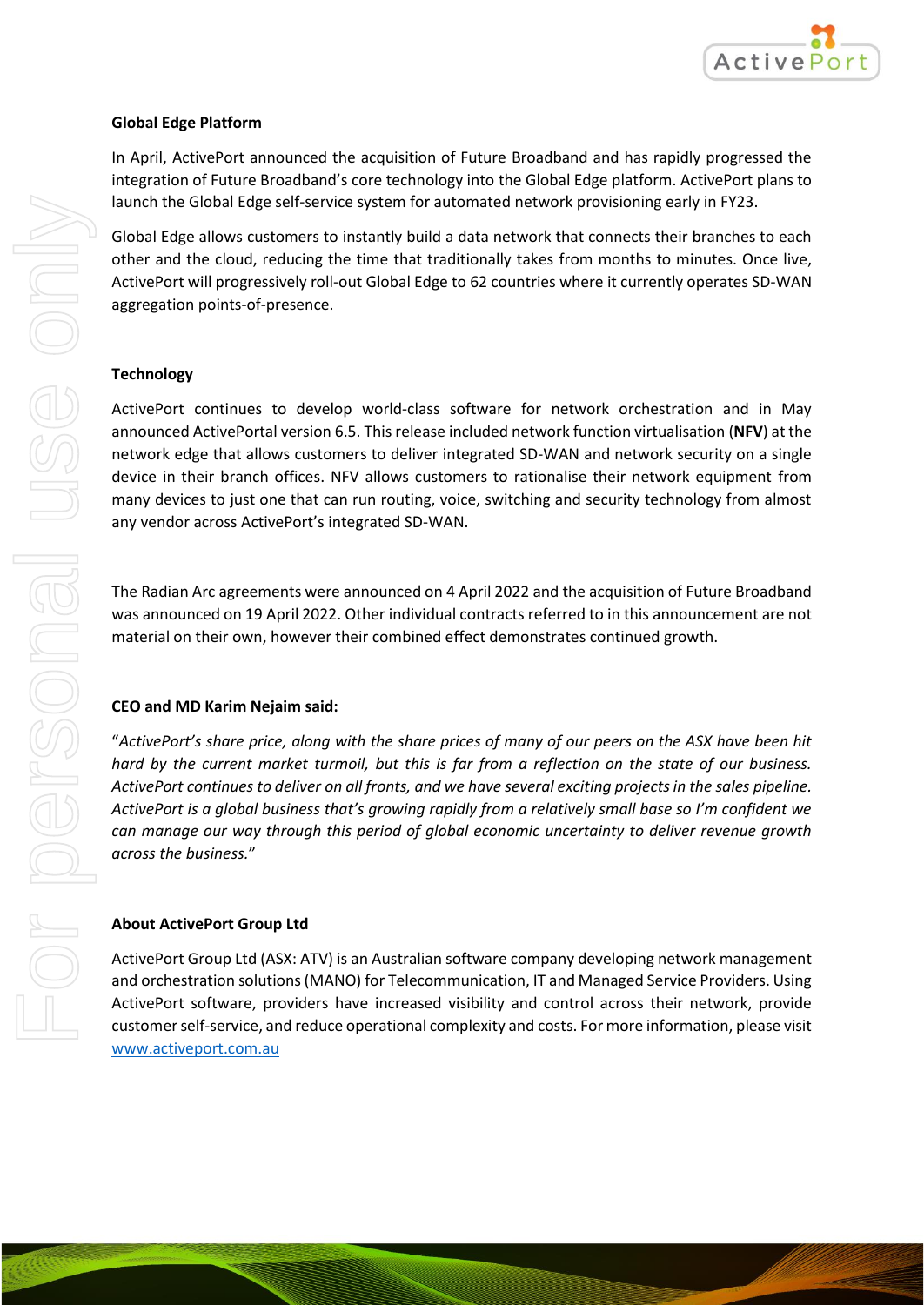**Global Edge Platform**

In April, ActivePort announced the acquisition of Future Broadband and has rapidly progressed the integration of Future Broadband's core technology into the Global Edge platform. ActivePort plans to launch the Global Edge self-service system for automated network provisioning early in FY23.

Global Edge allows customers to instantly build a data network that connects their branches to each other and the cloud, reducing the time that traditionally takes from months to minutes. Once live, ActivePort will progressively roll-out Global Edge to 62 countries where it currently operates SD-WAN aggregation points-of-presence.

**Technology**

ActivePort continues to develop world-class software for network orchestration and in May announced ActivePortal version 6.5. This release included network function virtualisation (**NFV**) at the network edge that allows customers to deliver integrated SD-WAN and network security on a single device in their branch offices. NFV allows customers to rationalise their network equipment from many devices to just one that can run routing, voice, switching and security technology from almost any vendor across ActivePort's integrated SD-WAN.

The Radian Arc agreements were announced on 4 April 2022 and the acquisition of Future Broadband was announced on 19 April 2022. Other individual contracts referred to in this announcement are not material on their own, however their combined effect demonstrates continued growth.

**CEO and MD Karim Nejaim said:**

"*ActivePort's share price, along with the share prices of many of our peers on the ASX have been hit hard by the current market turmoil, but this is far from a reflection on the state of our business. ActivePort continues to deliver on all fronts, and we have several exciting projects in the sales pipeline. ActivePort is a global business that's growing rapidly from a relatively small base so I'm confident we can manage our way through this period of global economic uncertainty to deliver revenue growth across the business.*"

**About ActivePort Group Ltd**

ActivePort Group Ltd (ASX: ATV) is an Australian software company developing network management and orchestration solutions (MANO) for Telecommunication, IT and Managed Service Providers. Using ActivePort software, providers have increased visibility and control across their network, provide customer self-service, and reduce operational complexity and costs. For more information, please visit [www.activeport.com.au](www.activeport.com.au)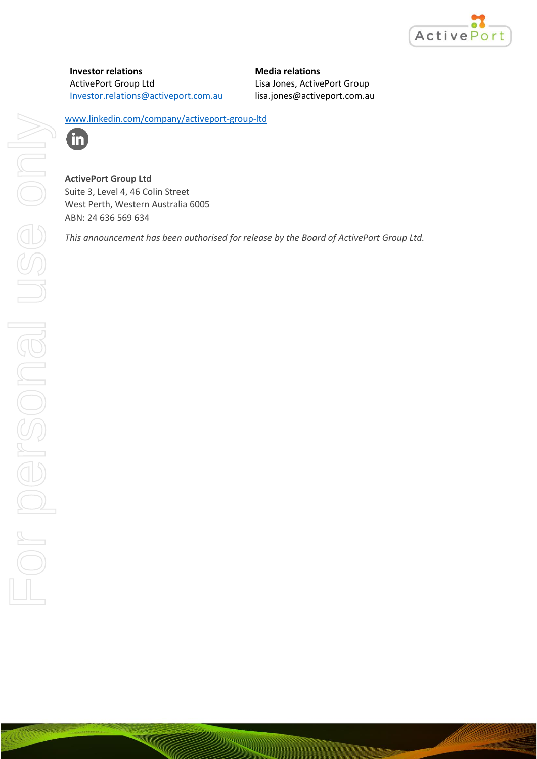**Investor relations**
ActivePort Group Ltd
Investor.relations@activeport.com.au

**Media relations**
Lisa Jones, ActivePort Group
lisa.jones@activeport.com.au

www.linkedin.com/company/activeport-group-ltd

**ActivePort Group Ltd**
Suite 3, Level 4, 46 Colin Street
West Perth, Western Australia 6005
ABN: 24 636 569 634

*This announcement has been authorised for release by the Board of ActivePort Group Ltd.*